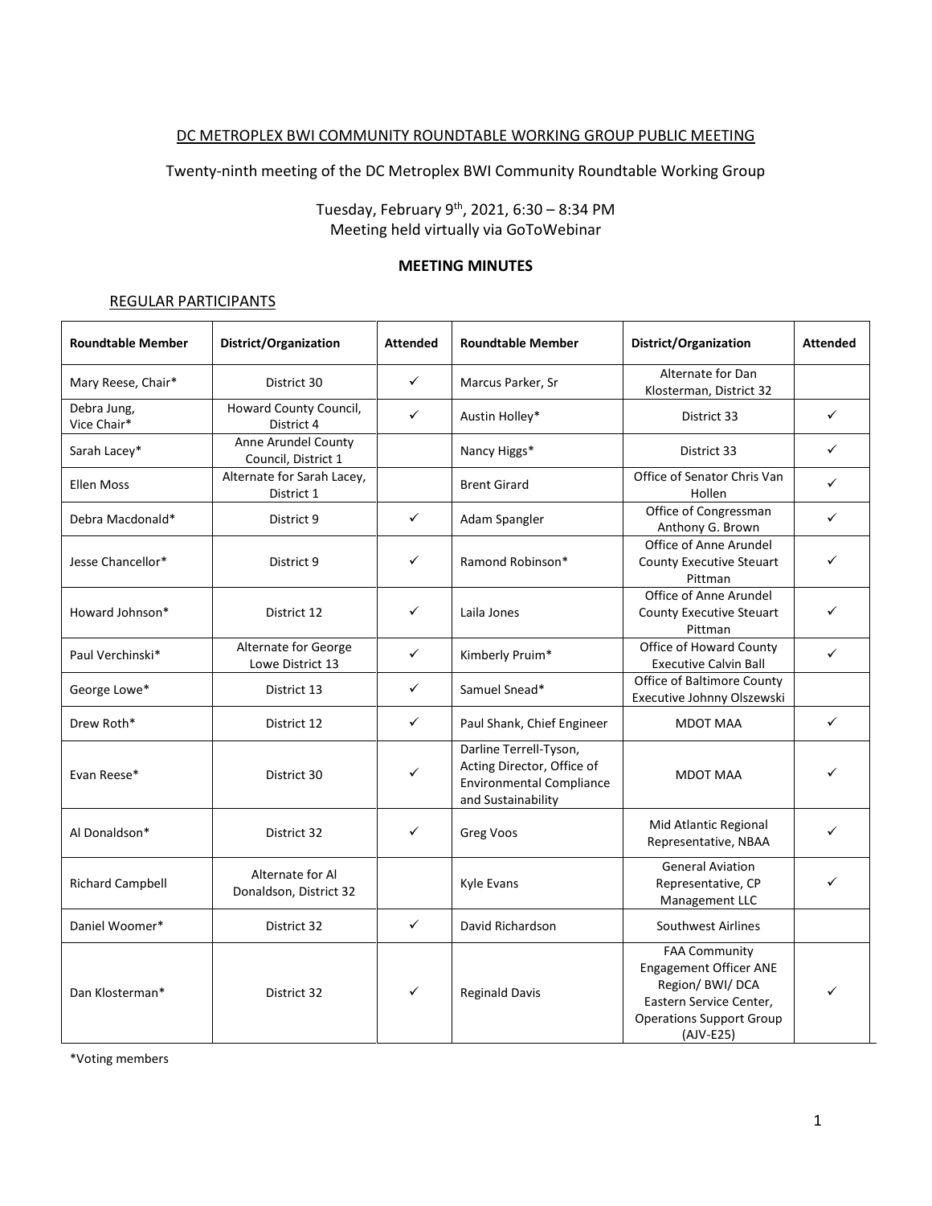DC METROPLEX BWI COMMUNITY ROUNDTABLE WORKING GROUP PUBLIC MEETING

Twenty-ninth meeting of the DC Metroplex BWI Community Roundtable Working Group

Tuesday, February 9th, 2021, 6:30 – 8:34 PM
Meeting held virtually via GoToWebinar

**MEETING MINUTES**

REGULAR PARTICIPANTS

| Roundtable Member | District/Organization | Attended | Roundtable Member | District/Organization | Attended |
|---|---|---|---|---|---|
| Mary Reese, Chair* | District 30 | ✓ | Marcus Parker, Sr | Alternate for Dan Klosterman, District 32 | |
| Debra Jung, Vice Chair* | Howard County Council, District 4 | ✓ | Austin Holley* | District 33 | ✓ |
| Sarah Lacey* | Anne Arundel County Council, District 1 | | Nancy Higgs* | District 33 | ✓ |
| Ellen Moss | Alternate for Sarah Lacey, District 1 | | Brent Girard | Office of Senator Chris Van Hollen | ✓ |
| Debra Macdonald* | District 9 | ✓ | Adam Spangler | Office of Congressman Anthony G. Brown | ✓ |
| Jesse Chancellor* | District 9 | ✓ | Ramond Robinson* | Office of Anne Arundel County Executive Steuart Pittman | ✓ |
| Howard Johnson* | District 12 | ✓ | Laila Jones | Office of Anne Arundel County Executive Steuart Pittman | ✓ |
| Paul Verchinski* | Alternate for George Lowe District 13 | ✓ | Kimberly Pruim* | Office of Howard County Executive Calvin Ball | ✓ |
| George Lowe* | District 13 | ✓ | Samuel Snead* | Office of Baltimore County Executive Johnny Olszewski | |
| Drew Roth* | District 12 | ✓ | Paul Shank, Chief Engineer | MDOT MAA | ✓ |
| Evan Reese* | District 30 | ✓ | Darline Terrell-Tyson, Acting Director, Office of Environmental Compliance and Sustainability | MDOT MAA | ✓ |
| Al Donaldson* | District 32 | ✓ | Greg Voos | Mid Atlantic Regional Representative, NBAA | ✓ |
| Richard Campbell | Alternate for Al Donaldson, District 32 | | Kyle Evans | General Aviation Representative, CP Management LLC | ✓ |
| Daniel Woomer* | District 32 | ✓ | David Richardson | Southwest Airlines | |
| Dan Klosterman* | District 32 | ✓ | Reginald Davis | FAA Community Engagement Officer ANE Region/ BWI/ DCA Eastern Service Center, Operations Support Group (AJV-E25) | ✓ |

*Voting members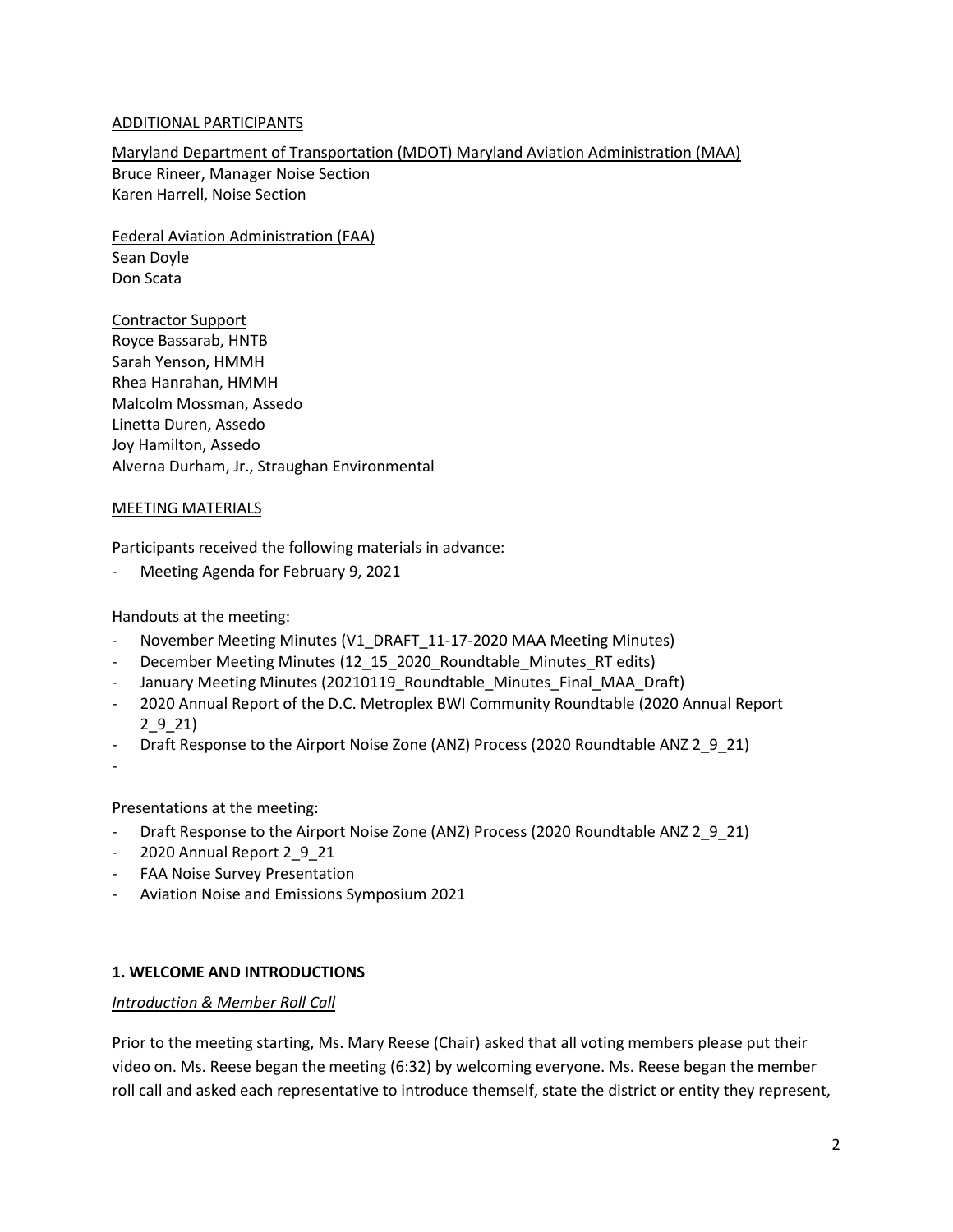ADDITIONAL PARTICIPANTS

Maryland Department of Transportation (MDOT) Maryland Aviation Administration (MAA)
Bruce Rineer, Manager Noise Section
Karen Harrell, Noise Section

Federal Aviation Administration (FAA)
Sean Doyle
Don Scata

Contractor Support
Royce Bassarab, HNTB
Sarah Yenson, HMMH
Rhea Hanrahan, HMMH
Malcolm Mossman, Assedo
Linetta Duren, Assedo
Joy Hamilton, Assedo
Alverna Durham, Jr., Straughan Environmental

MEETING MATERIALS

Participants received the following materials in advance:

- Meeting Agenda for February 9, 2021

Handouts at the meeting:

- November Meeting Minutes (V1_DRAFT_11-17-2020 MAA Meeting Minutes)
- December Meeting Minutes (12_15_2020_Roundtable_Minutes_RT edits)
- January Meeting Minutes (20210119_Roundtable_Minutes_Final_MAA_Draft)
- 2020 Annual Report of the D.C. Metroplex BWI Community Roundtable (2020 Annual Report 2_9_21)
- Draft Response to the Airport Noise Zone (ANZ) Process (2020 Roundtable ANZ 2_9_21)
-

Presentations at the meeting:

- Draft Response to the Airport Noise Zone (ANZ) Process (2020 Roundtable ANZ 2_9_21)
- 2020 Annual Report 2_9_21
- FAA Noise Survey Presentation
- Aviation Noise and Emissions Symposium 2021

## 1. WELCOME AND INTRODUCTIONS

*Introduction & Member Roll Call*

Prior to the meeting starting, Ms. Mary Reese (Chair) asked that all voting members please put their video on. Ms. Reese began the meeting (6:32) by welcoming everyone. Ms. Reese began the member roll call and asked each representative to introduce themself, state the district or entity they represent,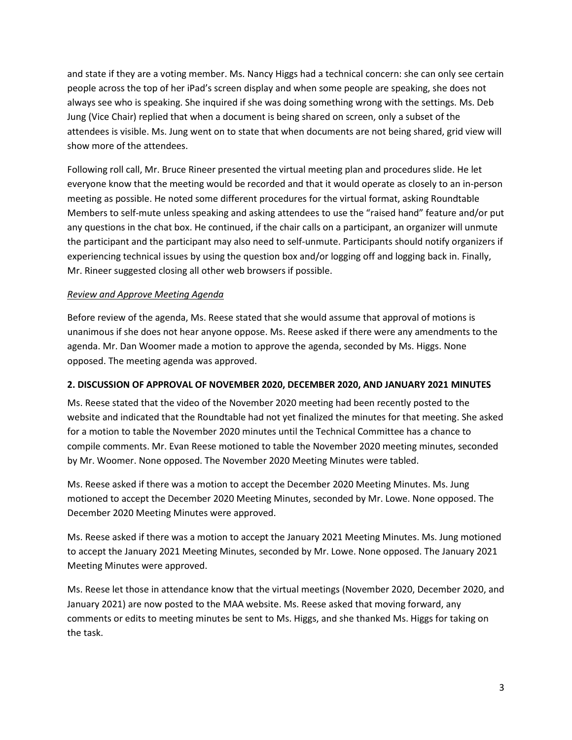and state if they are a voting member. Ms. Nancy Higgs had a technical concern: she can only see certain people across the top of her iPad's screen display and when some people are speaking, she does not always see who is speaking. She inquired if she was doing something wrong with the settings. Ms. Deb Jung (Vice Chair) replied that when a document is being shared on screen, only a subset of the attendees is visible. Ms. Jung went on to state that when documents are not being shared, grid view will show more of the attendees.

Following roll call, Mr. Bruce Rineer presented the virtual meeting plan and procedures slide. He let everyone know that the meeting would be recorded and that it would operate as closely to an in-person meeting as possible. He noted some different procedures for the virtual format, asking Roundtable Members to self-mute unless speaking and asking attendees to use the "raised hand" feature and/or put any questions in the chat box. He continued, if the chair calls on a participant, an organizer will unmute the participant and the participant may also need to self-unmute. Participants should notify organizers if experiencing technical issues by using the question box and/or logging off and logging back in. Finally, Mr. Rineer suggested closing all other web browsers if possible.

*Review and Approve Meeting Agenda*

Before review of the agenda, Ms. Reese stated that she would assume that approval of motions is unanimous if she does not hear anyone oppose. Ms. Reese asked if there were any amendments to the agenda. Mr. Dan Woomer made a motion to approve the agenda, seconded by Ms. Higgs. None opposed. The meeting agenda was approved.

**2. DISCUSSION OF APPROVAL OF NOVEMBER 2020, DECEMBER 2020, AND JANUARY 2021 MINUTES**

Ms. Reese stated that the video of the November 2020 meeting had been recently posted to the website and indicated that the Roundtable had not yet finalized the minutes for that meeting. She asked for a motion to table the November 2020 minutes until the Technical Committee has a chance to compile comments. Mr. Evan Reese motioned to table the November 2020 meeting minutes, seconded by Mr. Woomer. None opposed. The November 2020 Meeting Minutes were tabled.

Ms. Reese asked if there was a motion to accept the December 2020 Meeting Minutes. Ms. Jung motioned to accept the December 2020 Meeting Minutes, seconded by Mr. Lowe. None opposed. The December 2020 Meeting Minutes were approved.

Ms. Reese asked if there was a motion to accept the January 2021 Meeting Minutes. Ms. Jung motioned to accept the January 2021 Meeting Minutes, seconded by Mr. Lowe. None opposed. The January 2021 Meeting Minutes were approved.

Ms. Reese let those in attendance know that the virtual meetings (November 2020, December 2020, and January 2021) are now posted to the MAA website. Ms. Reese asked that moving forward, any comments or edits to meeting minutes be sent to Ms. Higgs, and she thanked Ms. Higgs for taking on the task.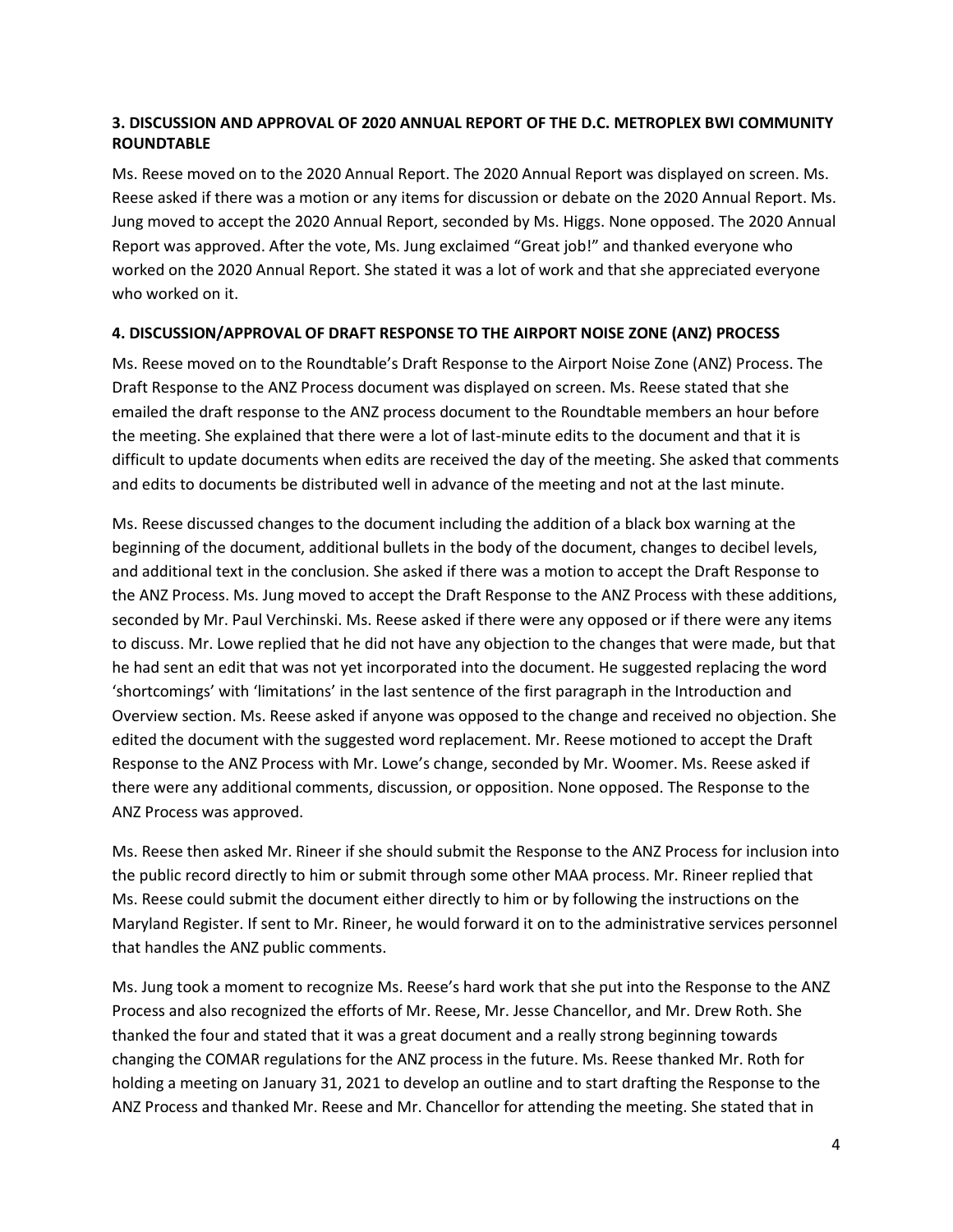### 3. DISCUSSION AND APPROVAL OF 2020 ANNUAL REPORT OF THE D.C. METROPLEX BWI COMMUNITY ROUNDTABLE

Ms. Reese moved on to the 2020 Annual Report. The 2020 Annual Report was displayed on screen. Ms. Reese asked if there was a motion or any items for discussion or debate on the 2020 Annual Report. Ms. Jung moved to accept the 2020 Annual Report, seconded by Ms. Higgs. None opposed. The 2020 Annual Report was approved. After the vote, Ms. Jung exclaimed "Great job!" and thanked everyone who worked on the 2020 Annual Report. She stated it was a lot of work and that she appreciated everyone who worked on it.

### 4. DISCUSSION/APPROVAL OF DRAFT RESPONSE TO THE AIRPORT NOISE ZONE (ANZ) PROCESS

Ms. Reese moved on to the Roundtable's Draft Response to the Airport Noise Zone (ANZ) Process. The Draft Response to the ANZ Process document was displayed on screen. Ms. Reese stated that she emailed the draft response to the ANZ process document to the Roundtable members an hour before the meeting. She explained that there were a lot of last-minute edits to the document and that it is difficult to update documents when edits are received the day of the meeting. She asked that comments and edits to documents be distributed well in advance of the meeting and not at the last minute.

Ms. Reese discussed changes to the document including the addition of a black box warning at the beginning of the document, additional bullets in the body of the document, changes to decibel levels, and additional text in the conclusion. She asked if there was a motion to accept the Draft Response to the ANZ Process. Ms. Jung moved to accept the Draft Response to the ANZ Process with these additions, seconded by Mr. Paul Verchinski. Ms. Reese asked if there were any opposed or if there were any items to discuss. Mr. Lowe replied that he did not have any objection to the changes that were made, but that he had sent an edit that was not yet incorporated into the document. He suggested replacing the word 'shortcomings' with 'limitations' in the last sentence of the first paragraph in the Introduction and Overview section. Ms. Reese asked if anyone was opposed to the change and received no objection. She edited the document with the suggested word replacement. Mr. Reese motioned to accept the Draft Response to the ANZ Process with Mr. Lowe's change, seconded by Mr. Woomer. Ms. Reese asked if there were any additional comments, discussion, or opposition. None opposed. The Response to the ANZ Process was approved.

Ms. Reese then asked Mr. Rineer if she should submit the Response to the ANZ Process for inclusion into the public record directly to him or submit through some other MAA process. Mr. Rineer replied that Ms. Reese could submit the document either directly to him or by following the instructions on the Maryland Register. If sent to Mr. Rineer, he would forward it on to the administrative services personnel that handles the ANZ public comments.

Ms. Jung took a moment to recognize Ms. Reese's hard work that she put into the Response to the ANZ Process and also recognized the efforts of Mr. Reese, Mr. Jesse Chancellor, and Mr. Drew Roth. She thanked the four and stated that it was a great document and a really strong beginning towards changing the COMAR regulations for the ANZ process in the future. Ms. Reese thanked Mr. Roth for holding a meeting on January 31, 2021 to develop an outline and to start drafting the Response to the ANZ Process and thanked Mr. Reese and Mr. Chancellor for attending the meeting. She stated that in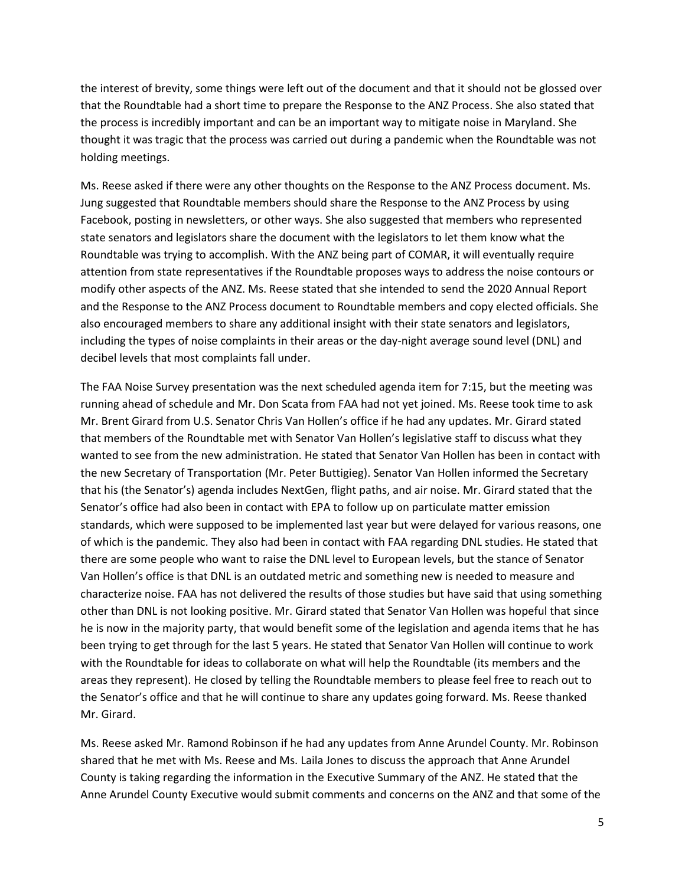the interest of brevity, some things were left out of the document and that it should not be glossed over that the Roundtable had a short time to prepare the Response to the ANZ Process. She also stated that the process is incredibly important and can be an important way to mitigate noise in Maryland. She thought it was tragic that the process was carried out during a pandemic when the Roundtable was not holding meetings.

Ms. Reese asked if there were any other thoughts on the Response to the ANZ Process document. Ms. Jung suggested that Roundtable members should share the Response to the ANZ Process by using Facebook, posting in newsletters, or other ways. She also suggested that members who represented state senators and legislators share the document with the legislators to let them know what the Roundtable was trying to accomplish. With the ANZ being part of COMAR, it will eventually require attention from state representatives if the Roundtable proposes ways to address the noise contours or modify other aspects of the ANZ. Ms. Reese stated that she intended to send the 2020 Annual Report and the Response to the ANZ Process document to Roundtable members and copy elected officials. She also encouraged members to share any additional insight with their state senators and legislators, including the types of noise complaints in their areas or the day-night average sound level (DNL) and decibel levels that most complaints fall under.

The FAA Noise Survey presentation was the next scheduled agenda item for 7:15, but the meeting was running ahead of schedule and Mr. Don Scata from FAA had not yet joined. Ms. Reese took time to ask Mr. Brent Girard from U.S. Senator Chris Van Hollen's office if he had any updates. Mr. Girard stated that members of the Roundtable met with Senator Van Hollen's legislative staff to discuss what they wanted to see from the new administration. He stated that Senator Van Hollen has been in contact with the new Secretary of Transportation (Mr. Peter Buttigieg). Senator Van Hollen informed the Secretary that his (the Senator's) agenda includes NextGen, flight paths, and air noise. Mr. Girard stated that the Senator's office had also been in contact with EPA to follow up on particulate matter emission standards, which were supposed to be implemented last year but were delayed for various reasons, one of which is the pandemic. They also had been in contact with FAA regarding DNL studies. He stated that there are some people who want to raise the DNL level to European levels, but the stance of Senator Van Hollen's office is that DNL is an outdated metric and something new is needed to measure and characterize noise. FAA has not delivered the results of those studies but have said that using something other than DNL is not looking positive. Mr. Girard stated that Senator Van Hollen was hopeful that since he is now in the majority party, that would benefit some of the legislation and agenda items that he has been trying to get through for the last 5 years. He stated that Senator Van Hollen will continue to work with the Roundtable for ideas to collaborate on what will help the Roundtable (its members and the areas they represent). He closed by telling the Roundtable members to please feel free to reach out to the Senator's office and that he will continue to share any updates going forward. Ms. Reese thanked Mr. Girard.

Ms. Reese asked Mr. Ramond Robinson if he had any updates from Anne Arundel County. Mr. Robinson shared that he met with Ms. Reese and Ms. Laila Jones to discuss the approach that Anne Arundel County is taking regarding the information in the Executive Summary of the ANZ. He stated that the Anne Arundel County Executive would submit comments and concerns on the ANZ and that some of the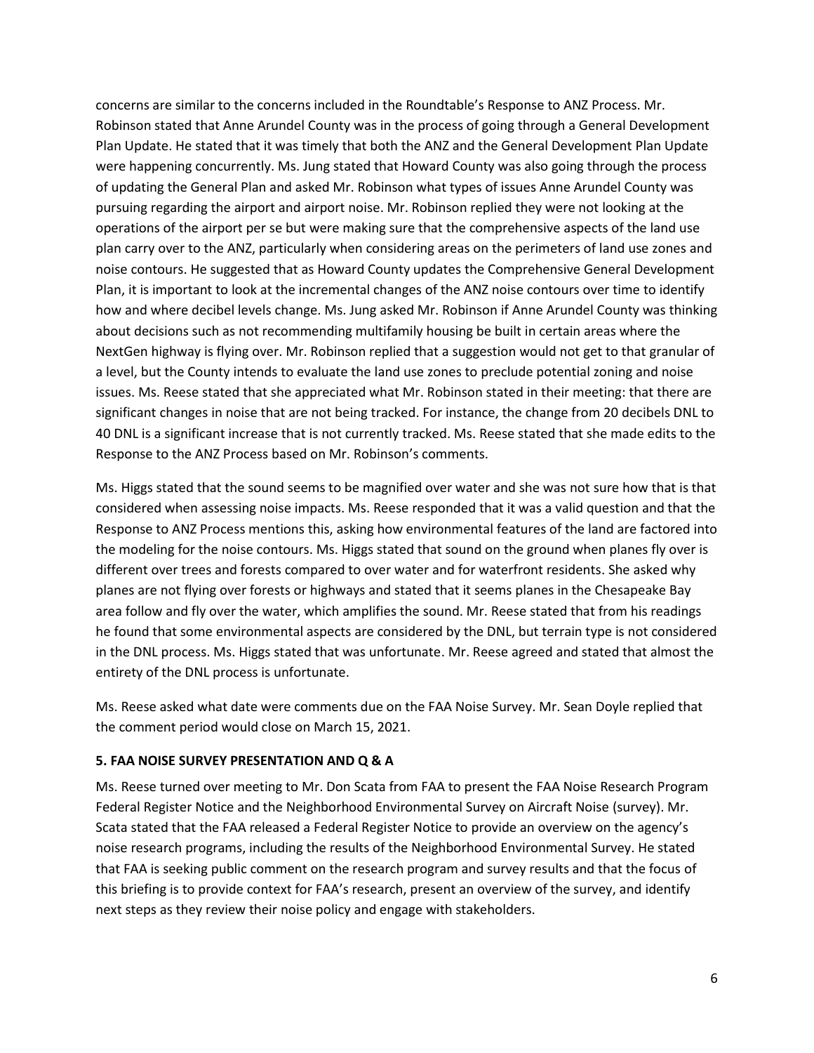concerns are similar to the concerns included in the Roundtable's Response to ANZ Process. Mr. Robinson stated that Anne Arundel County was in the process of going through a General Development Plan Update. He stated that it was timely that both the ANZ and the General Development Plan Update were happening concurrently. Ms. Jung stated that Howard County was also going through the process of updating the General Plan and asked Mr. Robinson what types of issues Anne Arundel County was pursuing regarding the airport and airport noise. Mr. Robinson replied they were not looking at the operations of the airport per se but were making sure that the comprehensive aspects of the land use plan carry over to the ANZ, particularly when considering areas on the perimeters of land use zones and noise contours. He suggested that as Howard County updates the Comprehensive General Development Plan, it is important to look at the incremental changes of the ANZ noise contours over time to identify how and where decibel levels change. Ms. Jung asked Mr. Robinson if Anne Arundel County was thinking about decisions such as not recommending multifamily housing be built in certain areas where the NextGen highway is flying over. Mr. Robinson replied that a suggestion would not get to that granular of a level, but the County intends to evaluate the land use zones to preclude potential zoning and noise issues. Ms. Reese stated that she appreciated what Mr. Robinson stated in their meeting: that there are significant changes in noise that are not being tracked. For instance, the change from 20 decibels DNL to 40 DNL is a significant increase that is not currently tracked. Ms. Reese stated that she made edits to the Response to the ANZ Process based on Mr. Robinson's comments.

Ms. Higgs stated that the sound seems to be magnified over water and she was not sure how that is that considered when assessing noise impacts. Ms. Reese responded that it was a valid question and that the Response to ANZ Process mentions this, asking how environmental features of the land are factored into the modeling for the noise contours. Ms. Higgs stated that sound on the ground when planes fly over is different over trees and forests compared to over water and for waterfront residents. She asked why planes are not flying over forests or highways and stated that it seems planes in the Chesapeake Bay area follow and fly over the water, which amplifies the sound. Mr. Reese stated that from his readings he found that some environmental aspects are considered by the DNL, but terrain type is not considered in the DNL process. Ms. Higgs stated that was unfortunate. Mr. Reese agreed and stated that almost the entirety of the DNL process is unfortunate.

Ms. Reese asked what date were comments due on the FAA Noise Survey. Mr. Sean Doyle replied that the comment period would close on March 15, 2021.

### 5. FAA NOISE SURVEY PRESENTATION AND Q & A

Ms. Reese turned over meeting to Mr. Don Scata from FAA to present the FAA Noise Research Program Federal Register Notice and the Neighborhood Environmental Survey on Aircraft Noise (survey). Mr. Scata stated that the FAA released a Federal Register Notice to provide an overview on the agency's noise research programs, including the results of the Neighborhood Environmental Survey. He stated that FAA is seeking public comment on the research program and survey results and that the focus of this briefing is to provide context for FAA's research, present an overview of the survey, and identify next steps as they review their noise policy and engage with stakeholders.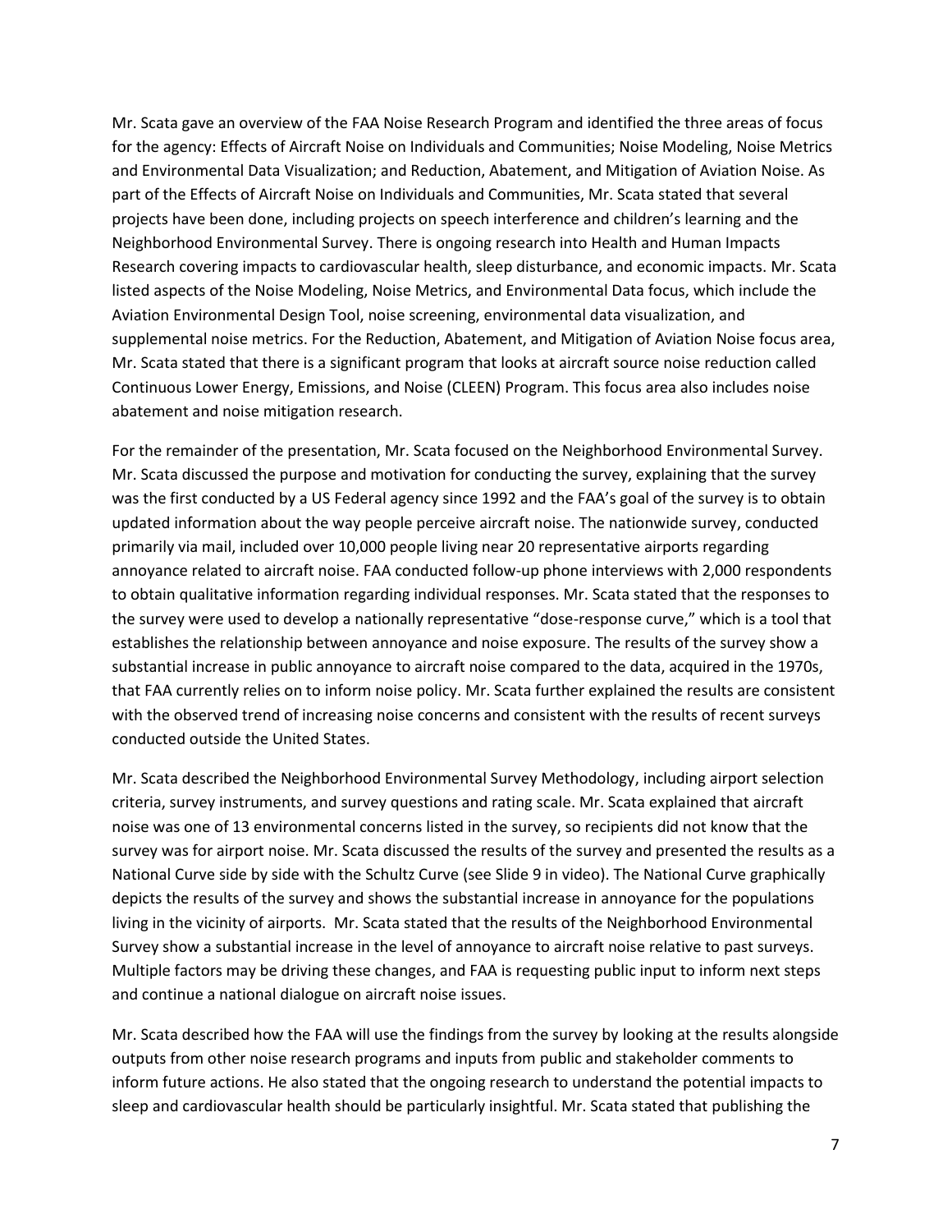Mr. Scata gave an overview of the FAA Noise Research Program and identified the three areas of focus for the agency: Effects of Aircraft Noise on Individuals and Communities; Noise Modeling, Noise Metrics and Environmental Data Visualization; and Reduction, Abatement, and Mitigation of Aviation Noise. As part of the Effects of Aircraft Noise on Individuals and Communities, Mr. Scata stated that several projects have been done, including projects on speech interference and children's learning and the Neighborhood Environmental Survey. There is ongoing research into Health and Human Impacts Research covering impacts to cardiovascular health, sleep disturbance, and economic impacts. Mr. Scata listed aspects of the Noise Modeling, Noise Metrics, and Environmental Data focus, which include the Aviation Environmental Design Tool, noise screening, environmental data visualization, and supplemental noise metrics. For the Reduction, Abatement, and Mitigation of Aviation Noise focus area, Mr. Scata stated that there is a significant program that looks at aircraft source noise reduction called Continuous Lower Energy, Emissions, and Noise (CLEEN) Program. This focus area also includes noise abatement and noise mitigation research.

For the remainder of the presentation, Mr. Scata focused on the Neighborhood Environmental Survey. Mr. Scata discussed the purpose and motivation for conducting the survey, explaining that the survey was the first conducted by a US Federal agency since 1992 and the FAA's goal of the survey is to obtain updated information about the way people perceive aircraft noise. The nationwide survey, conducted primarily via mail, included over 10,000 people living near 20 representative airports regarding annoyance related to aircraft noise. FAA conducted follow-up phone interviews with 2,000 respondents to obtain qualitative information regarding individual responses. Mr. Scata stated that the responses to the survey were used to develop a nationally representative "dose-response curve," which is a tool that establishes the relationship between annoyance and noise exposure. The results of the survey show a substantial increase in public annoyance to aircraft noise compared to the data, acquired in the 1970s, that FAA currently relies on to inform noise policy. Mr. Scata further explained the results are consistent with the observed trend of increasing noise concerns and consistent with the results of recent surveys conducted outside the United States.

Mr. Scata described the Neighborhood Environmental Survey Methodology, including airport selection criteria, survey instruments, and survey questions and rating scale. Mr. Scata explained that aircraft noise was one of 13 environmental concerns listed in the survey, so recipients did not know that the survey was for airport noise. Mr. Scata discussed the results of the survey and presented the results as a National Curve side by side with the Schultz Curve (see Slide 9 in video). The National Curve graphically depicts the results of the survey and shows the substantial increase in annoyance for the populations living in the vicinity of airports. Mr. Scata stated that the results of the Neighborhood Environmental Survey show a substantial increase in the level of annoyance to aircraft noise relative to past surveys. Multiple factors may be driving these changes, and FAA is requesting public input to inform next steps and continue a national dialogue on aircraft noise issues.

Mr. Scata described how the FAA will use the findings from the survey by looking at the results alongside outputs from other noise research programs and inputs from public and stakeholder comments to inform future actions. He also stated that the ongoing research to understand the potential impacts to sleep and cardiovascular health should be particularly insightful. Mr. Scata stated that publishing the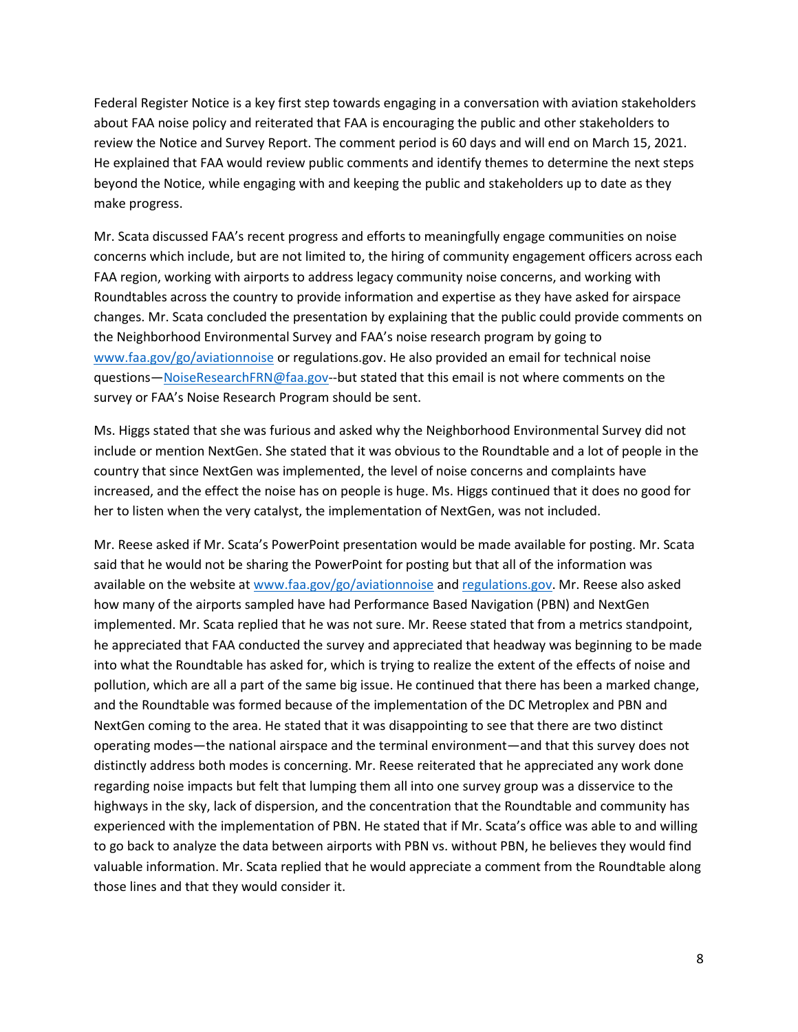Federal Register Notice is a key first step towards engaging in a conversation with aviation stakeholders about FAA noise policy and reiterated that FAA is encouraging the public and other stakeholders to review the Notice and Survey Report. The comment period is 60 days and will end on March 15, 2021. He explained that FAA would review public comments and identify themes to determine the next steps beyond the Notice, while engaging with and keeping the public and stakeholders up to date as they make progress.

Mr. Scata discussed FAA's recent progress and efforts to meaningfully engage communities on noise concerns which include, but are not limited to, the hiring of community engagement officers across each FAA region, working with airports to address legacy community noise concerns, and working with Roundtables across the country to provide information and expertise as they have asked for airspace changes. Mr. Scata concluded the presentation by explaining that the public could provide comments on the Neighborhood Environmental Survey and FAA's noise research program by going to [www.faa.gov/go/aviationnoise](www.faa.gov/go/aviationnoise) or regulations.gov. He also provided an email for technical noise questions—[NoiseResearchFRN@faa.gov](mailto:NoiseResearchFRN@faa.gov)--but stated that this email is not where comments on the survey or FAA's Noise Research Program should be sent.

Ms. Higgs stated that she was furious and asked why the Neighborhood Environmental Survey did not include or mention NextGen. She stated that it was obvious to the Roundtable and a lot of people in the country that since NextGen was implemented, the level of noise concerns and complaints have increased, and the effect the noise has on people is huge. Ms. Higgs continued that it does no good for her to listen when the very catalyst, the implementation of NextGen, was not included.

Mr. Reese asked if Mr. Scata's PowerPoint presentation would be made available for posting. Mr. Scata said that he would not be sharing the PowerPoint for posting but that all of the information was available on the website at [www.faa.gov/go/aviationnoise](www.faa.gov/go/aviationnoise) and [regulations.gov](regulations.gov). Mr. Reese also asked how many of the airports sampled have had Performance Based Navigation (PBN) and NextGen implemented. Mr. Scata replied that he was not sure. Mr. Reese stated that from a metrics standpoint, he appreciated that FAA conducted the survey and appreciated that headway was beginning to be made into what the Roundtable has asked for, which is trying to realize the extent of the effects of noise and pollution, which are all a part of the same big issue. He continued that there has been a marked change, and the Roundtable was formed because of the implementation of the DC Metroplex and PBN and NextGen coming to the area. He stated that it was disappointing to see that there are two distinct operating modes—the national airspace and the terminal environment—and that this survey does not distinctly address both modes is concerning. Mr. Reese reiterated that he appreciated any work done regarding noise impacts but felt that lumping them all into one survey group was a disservice to the highways in the sky, lack of dispersion, and the concentration that the Roundtable and community has experienced with the implementation of PBN. He stated that if Mr. Scata's office was able to and willing to go back to analyze the data between airports with PBN vs. without PBN, he believes they would find valuable information. Mr. Scata replied that he would appreciate a comment from the Roundtable along those lines and that they would consider it.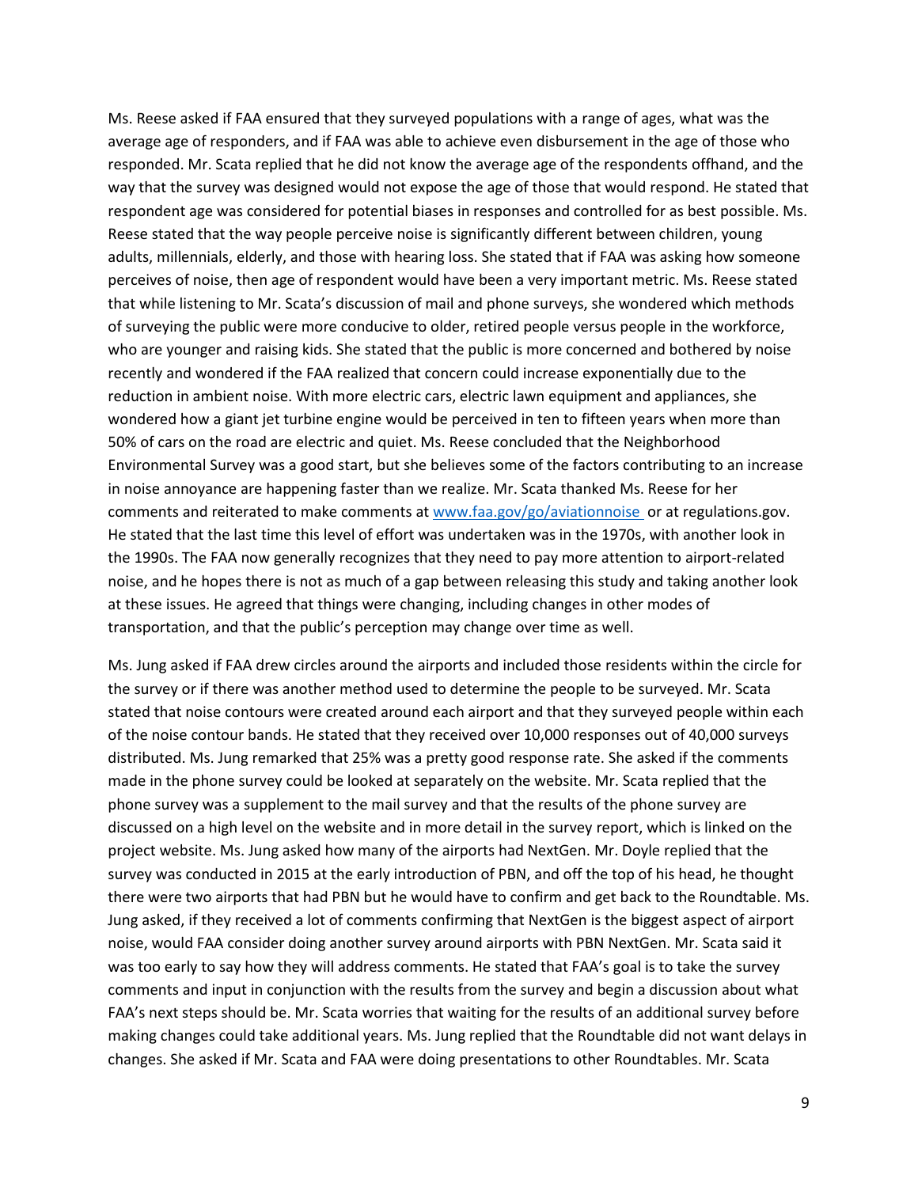Ms. Reese asked if FAA ensured that they surveyed populations with a range of ages, what was the average age of responders, and if FAA was able to achieve even disbursement in the age of those who responded. Mr. Scata replied that he did not know the average age of the respondents offhand, and the way that the survey was designed would not expose the age of those that would respond. He stated that respondent age was considered for potential biases in responses and controlled for as best possible. Ms. Reese stated that the way people perceive noise is significantly different between children, young adults, millennials, elderly, and those with hearing loss. She stated that if FAA was asking how someone perceives of noise, then age of respondent would have been a very important metric. Ms. Reese stated that while listening to Mr. Scata's discussion of mail and phone surveys, she wondered which methods of surveying the public were more conducive to older, retired people versus people in the workforce, who are younger and raising kids. She stated that the public is more concerned and bothered by noise recently and wondered if the FAA realized that concern could increase exponentially due to the reduction in ambient noise. With more electric cars, electric lawn equipment and appliances, she wondered how a giant jet turbine engine would be perceived in ten to fifteen years when more than 50% of cars on the road are electric and quiet. Ms. Reese concluded that the Neighborhood Environmental Survey was a good start, but she believes some of the factors contributing to an increase in noise annoyance are happening faster than we realize. Mr. Scata thanked Ms. Reese for her comments and reiterated to make comments at [www.faa.gov/go/aviationnoise](www.faa.gov/go/aviationnoise) or at regulations.gov. He stated that the last time this level of effort was undertaken was in the 1970s, with another look in the 1990s. The FAA now generally recognizes that they need to pay more attention to airport-related noise, and he hopes there is not as much of a gap between releasing this study and taking another look at these issues. He agreed that things were changing, including changes in other modes of transportation, and that the public's perception may change over time as well.

Ms. Jung asked if FAA drew circles around the airports and included those residents within the circle for the survey or if there was another method used to determine the people to be surveyed. Mr. Scata stated that noise contours were created around each airport and that they surveyed people within each of the noise contour bands. He stated that they received over 10,000 responses out of 40,000 surveys distributed. Ms. Jung remarked that 25% was a pretty good response rate. She asked if the comments made in the phone survey could be looked at separately on the website. Mr. Scata replied that the phone survey was a supplement to the mail survey and that the results of the phone survey are discussed on a high level on the website and in more detail in the survey report, which is linked on the project website. Ms. Jung asked how many of the airports had NextGen. Mr. Doyle replied that the survey was conducted in 2015 at the early introduction of PBN, and off the top of his head, he thought there were two airports that had PBN but he would have to confirm and get back to the Roundtable. Ms. Jung asked, if they received a lot of comments confirming that NextGen is the biggest aspect of airport noise, would FAA consider doing another survey around airports with PBN NextGen. Mr. Scata said it was too early to say how they will address comments. He stated that FAA's goal is to take the survey comments and input in conjunction with the results from the survey and begin a discussion about what FAA's next steps should be. Mr. Scata worries that waiting for the results of an additional survey before making changes could take additional years. Ms. Jung replied that the Roundtable did not want delays in changes. She asked if Mr. Scata and FAA were doing presentations to other Roundtables. Mr. Scata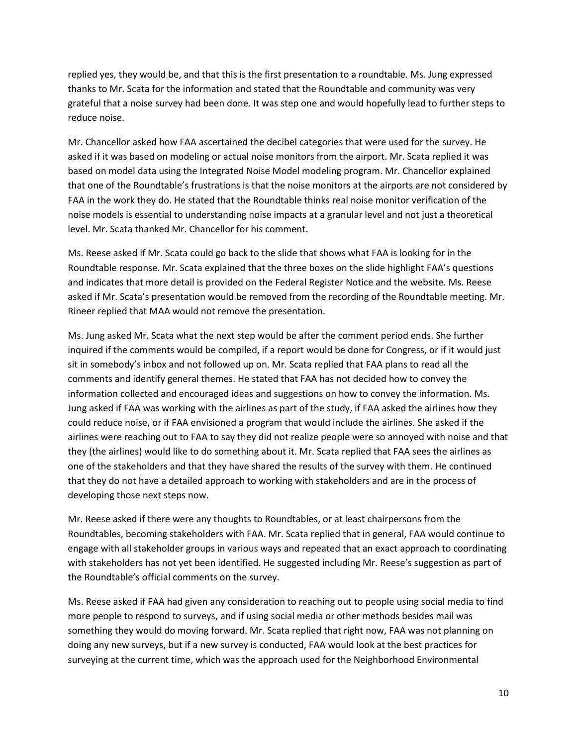replied yes, they would be, and that this is the first presentation to a roundtable. Ms. Jung expressed thanks to Mr. Scata for the information and stated that the Roundtable and community was very grateful that a noise survey had been done. It was step one and would hopefully lead to further steps to reduce noise.

Mr. Chancellor asked how FAA ascertained the decibel categories that were used for the survey. He asked if it was based on modeling or actual noise monitors from the airport. Mr. Scata replied it was based on model data using the Integrated Noise Model modeling program. Mr. Chancellor explained that one of the Roundtable's frustrations is that the noise monitors at the airports are not considered by FAA in the work they do. He stated that the Roundtable thinks real noise monitor verification of the noise models is essential to understanding noise impacts at a granular level and not just a theoretical level. Mr. Scata thanked Mr. Chancellor for his comment.

Ms. Reese asked if Mr. Scata could go back to the slide that shows what FAA is looking for in the Roundtable response. Mr. Scata explained that the three boxes on the slide highlight FAA's questions and indicates that more detail is provided on the Federal Register Notice and the website. Ms. Reese asked if Mr. Scata's presentation would be removed from the recording of the Roundtable meeting. Mr. Rineer replied that MAA would not remove the presentation.

Ms. Jung asked Mr. Scata what the next step would be after the comment period ends. She further inquired if the comments would be compiled, if a report would be done for Congress, or if it would just sit in somebody's inbox and not followed up on. Mr. Scata replied that FAA plans to read all the comments and identify general themes. He stated that FAA has not decided how to convey the information collected and encouraged ideas and suggestions on how to convey the information. Ms. Jung asked if FAA was working with the airlines as part of the study, if FAA asked the airlines how they could reduce noise, or if FAA envisioned a program that would include the airlines. She asked if the airlines were reaching out to FAA to say they did not realize people were so annoyed with noise and that they (the airlines) would like to do something about it. Mr. Scata replied that FAA sees the airlines as one of the stakeholders and that they have shared the results of the survey with them. He continued that they do not have a detailed approach to working with stakeholders and are in the process of developing those next steps now.

Mr. Reese asked if there were any thoughts to Roundtables, or at least chairpersons from the Roundtables, becoming stakeholders with FAA. Mr. Scata replied that in general, FAA would continue to engage with all stakeholder groups in various ways and repeated that an exact approach to coordinating with stakeholders has not yet been identified. He suggested including Mr. Reese's suggestion as part of the Roundtable's official comments on the survey.

Ms. Reese asked if FAA had given any consideration to reaching out to people using social media to find more people to respond to surveys, and if using social media or other methods besides mail was something they would do moving forward. Mr. Scata replied that right now, FAA was not planning on doing any new surveys, but if a new survey is conducted, FAA would look at the best practices for surveying at the current time, which was the approach used for the Neighborhood Environmental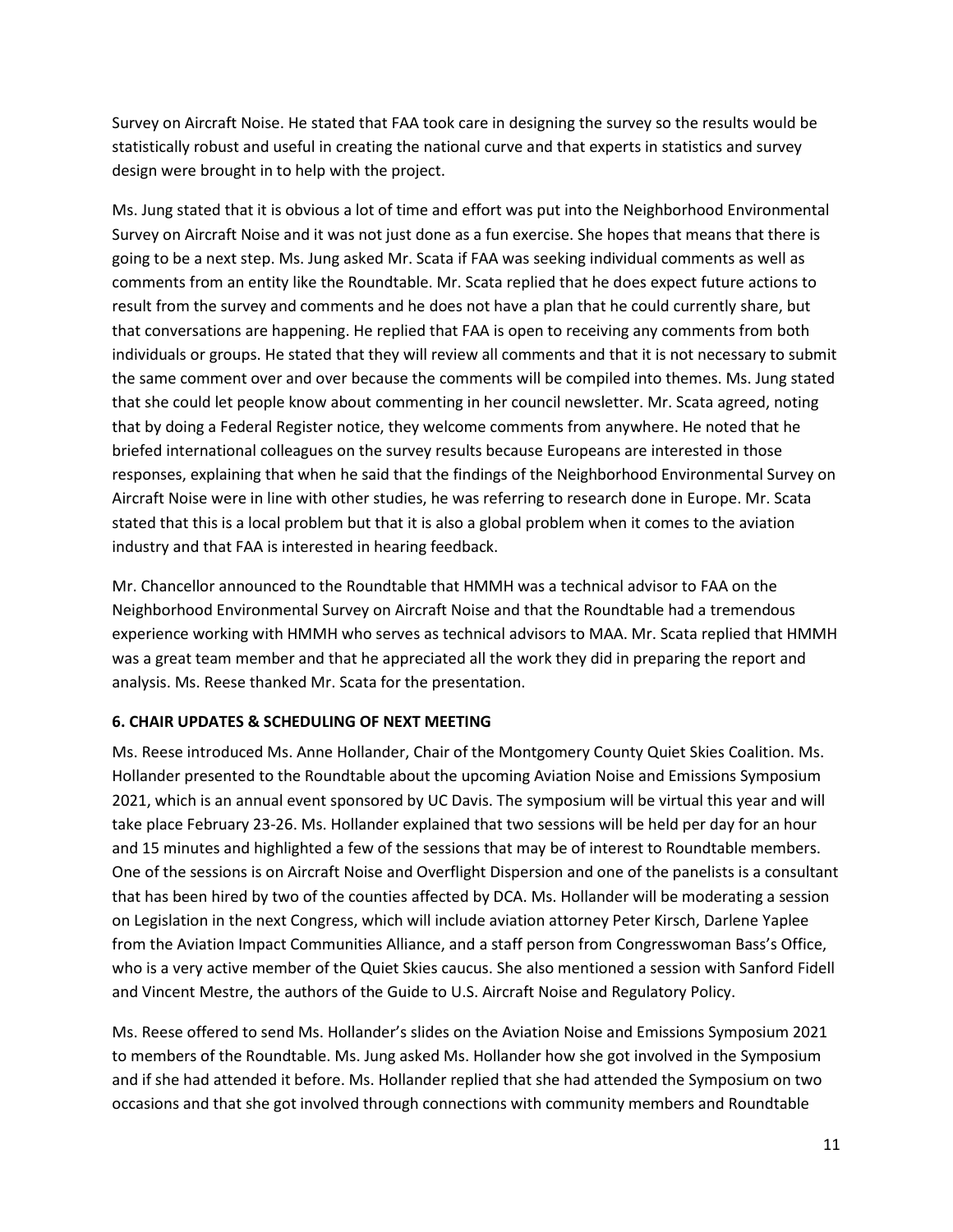Survey on Aircraft Noise. He stated that FAA took care in designing the survey so the results would be statistically robust and useful in creating the national curve and that experts in statistics and survey design were brought in to help with the project.

Ms. Jung stated that it is obvious a lot of time and effort was put into the Neighborhood Environmental Survey on Aircraft Noise and it was not just done as a fun exercise. She hopes that means that there is going to be a next step. Ms. Jung asked Mr. Scata if FAA was seeking individual comments as well as comments from an entity like the Roundtable. Mr. Scata replied that he does expect future actions to result from the survey and comments and he does not have a plan that he could currently share, but that conversations are happening. He replied that FAA is open to receiving any comments from both individuals or groups. He stated that they will review all comments and that it is not necessary to submit the same comment over and over because the comments will be compiled into themes. Ms. Jung stated that she could let people know about commenting in her council newsletter. Mr. Scata agreed, noting that by doing a Federal Register notice, they welcome comments from anywhere. He noted that he briefed international colleagues on the survey results because Europeans are interested in those responses, explaining that when he said that the findings of the Neighborhood Environmental Survey on Aircraft Noise were in line with other studies, he was referring to research done in Europe. Mr. Scata stated that this is a local problem but that it is also a global problem when it comes to the aviation industry and that FAA is interested in hearing feedback.

Mr. Chancellor announced to the Roundtable that HMMH was a technical advisor to FAA on the Neighborhood Environmental Survey on Aircraft Noise and that the Roundtable had a tremendous experience working with HMMH who serves as technical advisors to MAA. Mr. Scata replied that HMMH was a great team member and that he appreciated all the work they did in preparing the report and analysis. Ms. Reese thanked Mr. Scata for the presentation.

**6. CHAIR UPDATES & SCHEDULING OF NEXT MEETING**

Ms. Reese introduced Ms. Anne Hollander, Chair of the Montgomery County Quiet Skies Coalition. Ms. Hollander presented to the Roundtable about the upcoming Aviation Noise and Emissions Symposium 2021, which is an annual event sponsored by UC Davis. The symposium will be virtual this year and will take place February 23-26. Ms. Hollander explained that two sessions will be held per day for an hour and 15 minutes and highlighted a few of the sessions that may be of interest to Roundtable members. One of the sessions is on Aircraft Noise and Overflight Dispersion and one of the panelists is a consultant that has been hired by two of the counties affected by DCA. Ms. Hollander will be moderating a session on Legislation in the next Congress, which will include aviation attorney Peter Kirsch, Darlene Yaplee from the Aviation Impact Communities Alliance, and a staff person from Congresswoman Bass's Office, who is a very active member of the Quiet Skies caucus. She also mentioned a session with Sanford Fidell and Vincent Mestre, the authors of the Guide to U.S. Aircraft Noise and Regulatory Policy.

Ms. Reese offered to send Ms. Hollander's slides on the Aviation Noise and Emissions Symposium 2021 to members of the Roundtable. Ms. Jung asked Ms. Hollander how she got involved in the Symposium and if she had attended it before. Ms. Hollander replied that she had attended the Symposium on two occasions and that she got involved through connections with community members and Roundtable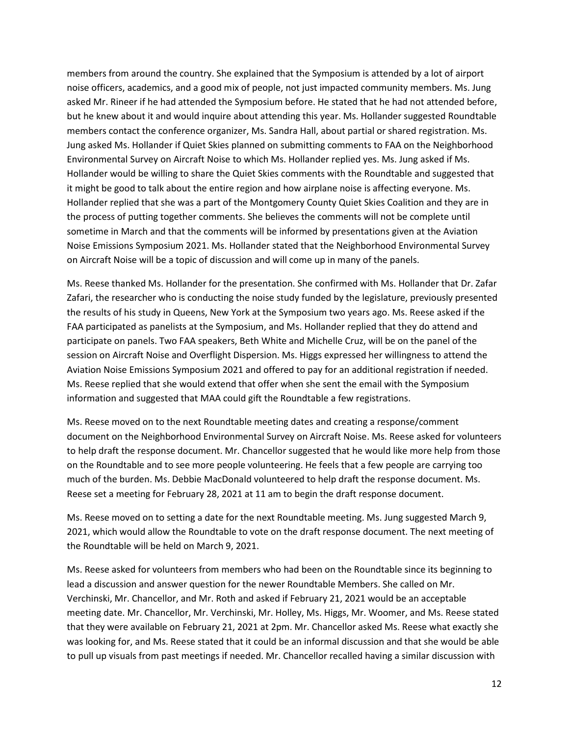members from around the country. She explained that the Symposium is attended by a lot of airport noise officers, academics, and a good mix of people, not just impacted community members. Ms. Jung asked Mr. Rineer if he had attended the Symposium before. He stated that he had not attended before, but he knew about it and would inquire about attending this year. Ms. Hollander suggested Roundtable members contact the conference organizer, Ms. Sandra Hall, about partial or shared registration. Ms. Jung asked Ms. Hollander if Quiet Skies planned on submitting comments to FAA on the Neighborhood Environmental Survey on Aircraft Noise to which Ms. Hollander replied yes. Ms. Jung asked if Ms. Hollander would be willing to share the Quiet Skies comments with the Roundtable and suggested that it might be good to talk about the entire region and how airplane noise is affecting everyone. Ms. Hollander replied that she was a part of the Montgomery County Quiet Skies Coalition and they are in the process of putting together comments. She believes the comments will not be complete until sometime in March and that the comments will be informed by presentations given at the Aviation Noise Emissions Symposium 2021. Ms. Hollander stated that the Neighborhood Environmental Survey on Aircraft Noise will be a topic of discussion and will come up in many of the panels.

Ms. Reese thanked Ms. Hollander for the presentation. She confirmed with Ms. Hollander that Dr. Zafar Zafari, the researcher who is conducting the noise study funded by the legislature, previously presented the results of his study in Queens, New York at the Symposium two years ago. Ms. Reese asked if the FAA participated as panelists at the Symposium, and Ms. Hollander replied that they do attend and participate on panels. Two FAA speakers, Beth White and Michelle Cruz, will be on the panel of the session on Aircraft Noise and Overflight Dispersion. Ms. Higgs expressed her willingness to attend the Aviation Noise Emissions Symposium 2021 and offered to pay for an additional registration if needed. Ms. Reese replied that she would extend that offer when she sent the email with the Symposium information and suggested that MAA could gift the Roundtable a few registrations.

Ms. Reese moved on to the next Roundtable meeting dates and creating a response/comment document on the Neighborhood Environmental Survey on Aircraft Noise. Ms. Reese asked for volunteers to help draft the response document. Mr. Chancellor suggested that he would like more help from those on the Roundtable and to see more people volunteering. He feels that a few people are carrying too much of the burden. Ms. Debbie MacDonald volunteered to help draft the response document. Ms. Reese set a meeting for February 28, 2021 at 11 am to begin the draft response document.

Ms. Reese moved on to setting a date for the next Roundtable meeting. Ms. Jung suggested March 9, 2021, which would allow the Roundtable to vote on the draft response document. The next meeting of the Roundtable will be held on March 9, 2021.

Ms. Reese asked for volunteers from members who had been on the Roundtable since its beginning to lead a discussion and answer question for the newer Roundtable Members. She called on Mr. Verchinski, Mr. Chancellor, and Mr. Roth and asked if February 21, 2021 would be an acceptable meeting date. Mr. Chancellor, Mr. Verchinski, Mr. Holley, Ms. Higgs, Mr. Woomer, and Ms. Reese stated that they were available on February 21, 2021 at 2pm. Mr. Chancellor asked Ms. Reese what exactly she was looking for, and Ms. Reese stated that it could be an informal discussion and that she would be able to pull up visuals from past meetings if needed. Mr. Chancellor recalled having a similar discussion with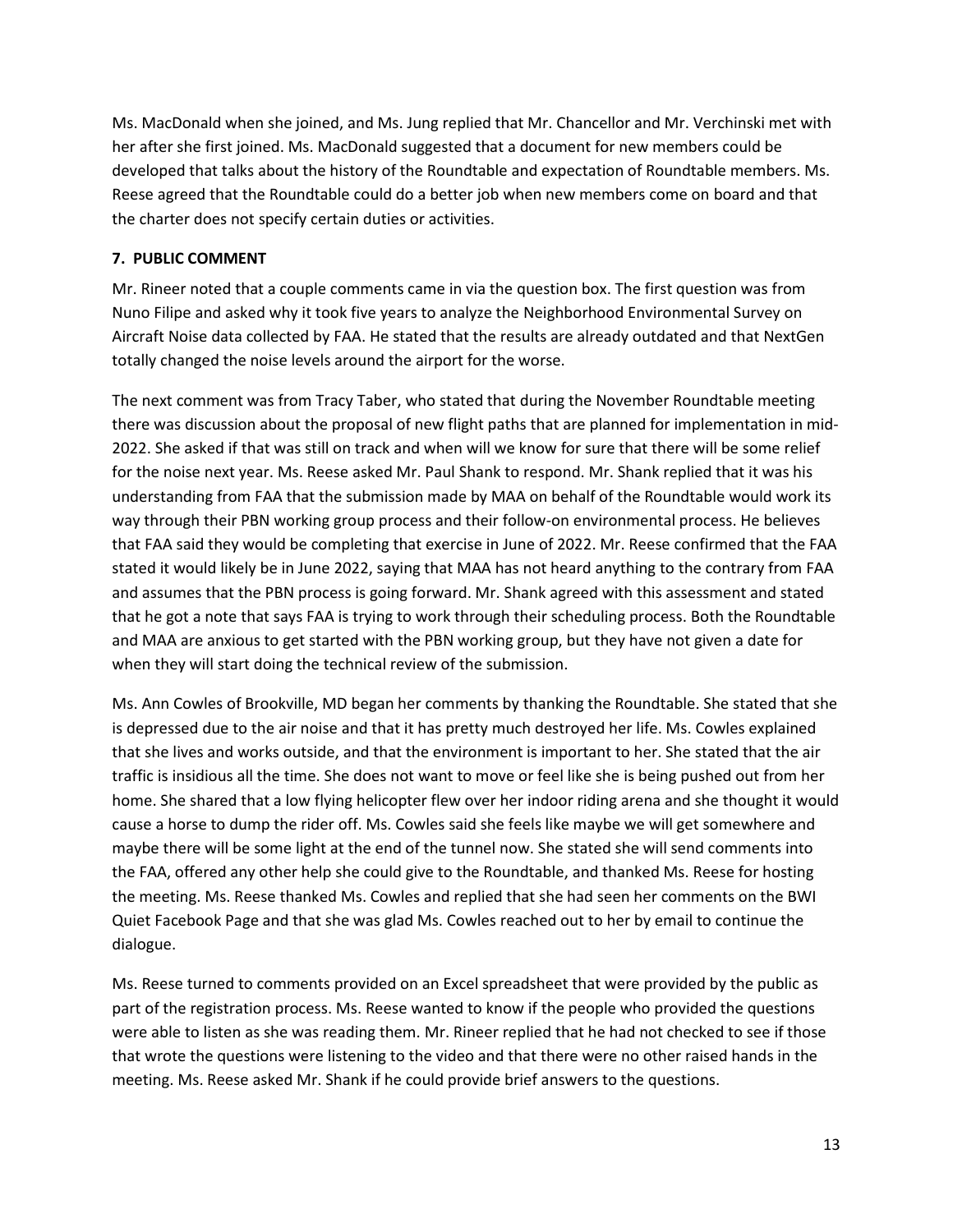Ms. MacDonald when she joined, and Ms. Jung replied that Mr. Chancellor and Mr. Verchinski met with her after she first joined. Ms. MacDonald suggested that a document for new members could be developed that talks about the history of the Roundtable and expectation of Roundtable members. Ms. Reese agreed that the Roundtable could do a better job when new members come on board and that the charter does not specify certain duties or activities.

### 7. PUBLIC COMMENT

Mr. Rineer noted that a couple comments came in via the question box. The first question was from Nuno Filipe and asked why it took five years to analyze the Neighborhood Environmental Survey on Aircraft Noise data collected by FAA. He stated that the results are already outdated and that NextGen totally changed the noise levels around the airport for the worse.

The next comment was from Tracy Taber, who stated that during the November Roundtable meeting there was discussion about the proposal of new flight paths that are planned for implementation in mid-2022. She asked if that was still on track and when will we know for sure that there will be some relief for the noise next year. Ms. Reese asked Mr. Paul Shank to respond. Mr. Shank replied that it was his understanding from FAA that the submission made by MAA on behalf of the Roundtable would work its way through their PBN working group process and their follow-on environmental process. He believes that FAA said they would be completing that exercise in June of 2022. Mr. Reese confirmed that the FAA stated it would likely be in June 2022, saying that MAA has not heard anything to the contrary from FAA and assumes that the PBN process is going forward. Mr. Shank agreed with this assessment and stated that he got a note that says FAA is trying to work through their scheduling process. Both the Roundtable and MAA are anxious to get started with the PBN working group, but they have not given a date for when they will start doing the technical review of the submission.

Ms. Ann Cowles of Brookville, MD began her comments by thanking the Roundtable. She stated that she is depressed due to the air noise and that it has pretty much destroyed her life. Ms. Cowles explained that she lives and works outside, and that the environment is important to her. She stated that the air traffic is insidious all the time. She does not want to move or feel like she is being pushed out from her home. She shared that a low flying helicopter flew over her indoor riding arena and she thought it would cause a horse to dump the rider off. Ms. Cowles said she feels like maybe we will get somewhere and maybe there will be some light at the end of the tunnel now. She stated she will send comments into the FAA, offered any other help she could give to the Roundtable, and thanked Ms. Reese for hosting the meeting. Ms. Reese thanked Ms. Cowles and replied that she had seen her comments on the BWI Quiet Facebook Page and that she was glad Ms. Cowles reached out to her by email to continue the dialogue.

Ms. Reese turned to comments provided on an Excel spreadsheet that were provided by the public as part of the registration process. Ms. Reese wanted to know if the people who provided the questions were able to listen as she was reading them. Mr. Rineer replied that he had not checked to see if those that wrote the questions were listening to the video and that there were no other raised hands in the meeting. Ms. Reese asked Mr. Shank if he could provide brief answers to the questions.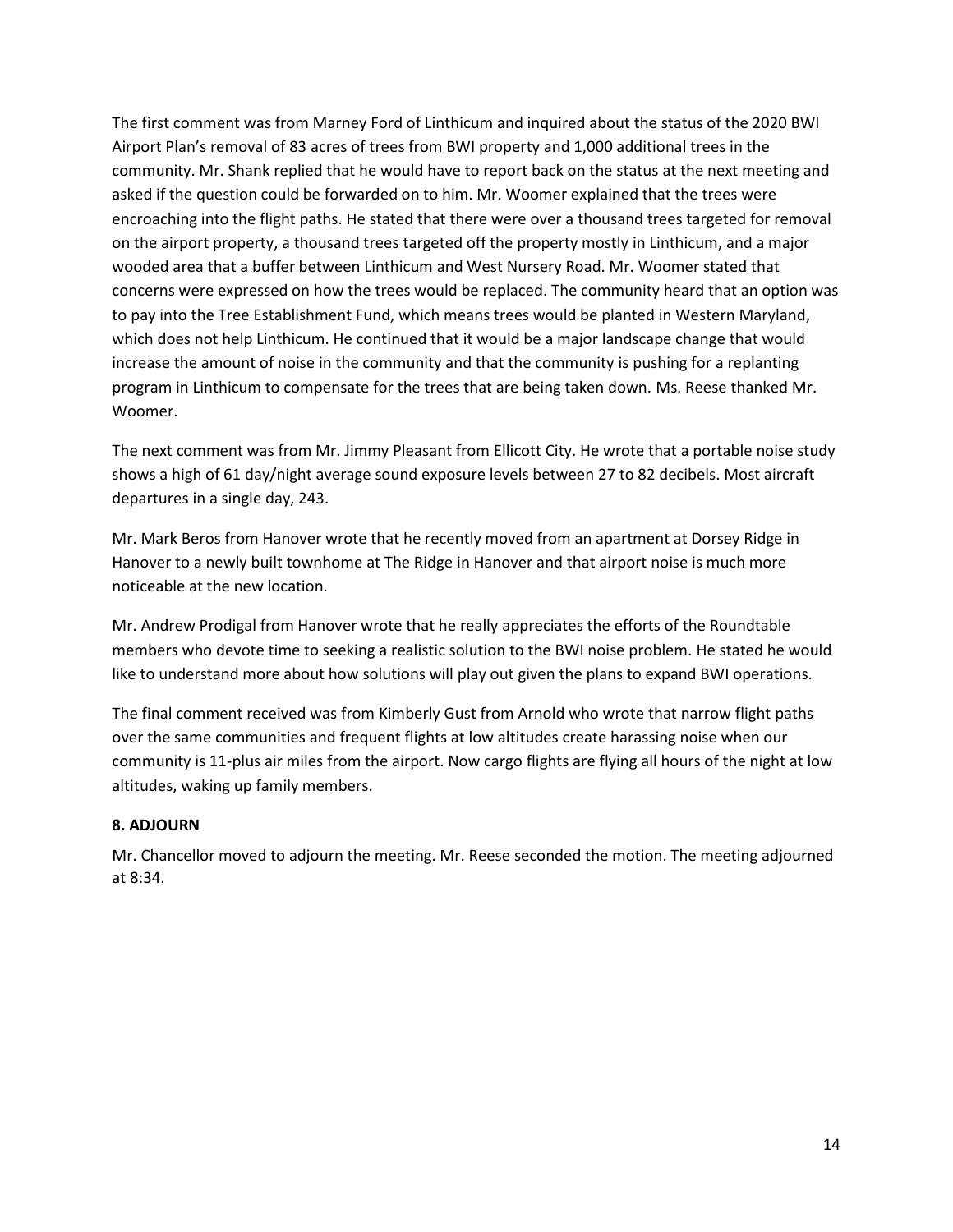The first comment was from Marney Ford of Linthicum and inquired about the status of the 2020 BWI Airport Plan's removal of 83 acres of trees from BWI property and 1,000 additional trees in the community. Mr. Shank replied that he would have to report back on the status at the next meeting and asked if the question could be forwarded on to him. Mr. Woomer explained that the trees were encroaching into the flight paths. He stated that there were over a thousand trees targeted for removal on the airport property, a thousand trees targeted off the property mostly in Linthicum, and a major wooded area that a buffer between Linthicum and West Nursery Road. Mr. Woomer stated that concerns were expressed on how the trees would be replaced. The community heard that an option was to pay into the Tree Establishment Fund, which means trees would be planted in Western Maryland, which does not help Linthicum. He continued that it would be a major landscape change that would increase the amount of noise in the community and that the community is pushing for a replanting program in Linthicum to compensate for the trees that are being taken down. Ms. Reese thanked Mr. Woomer.

The next comment was from Mr. Jimmy Pleasant from Ellicott City. He wrote that a portable noise study shows a high of 61 day/night average sound exposure levels between 27 to 82 decibels. Most aircraft departures in a single day, 243.

Mr. Mark Beros from Hanover wrote that he recently moved from an apartment at Dorsey Ridge in Hanover to a newly built townhome at The Ridge in Hanover and that airport noise is much more noticeable at the new location.

Mr. Andrew Prodigal from Hanover wrote that he really appreciates the efforts of the Roundtable members who devote time to seeking a realistic solution to the BWI noise problem. He stated he would like to understand more about how solutions will play out given the plans to expand BWI operations.

The final comment received was from Kimberly Gust from Arnold who wrote that narrow flight paths over the same communities and frequent flights at low altitudes create harassing noise when our community is 11-plus air miles from the airport. Now cargo flights are flying all hours of the night at low altitudes, waking up family members.

**8. ADJOURN**

Mr. Chancellor moved to adjourn the meeting. Mr. Reese seconded the motion. The meeting adjourned at 8:34.